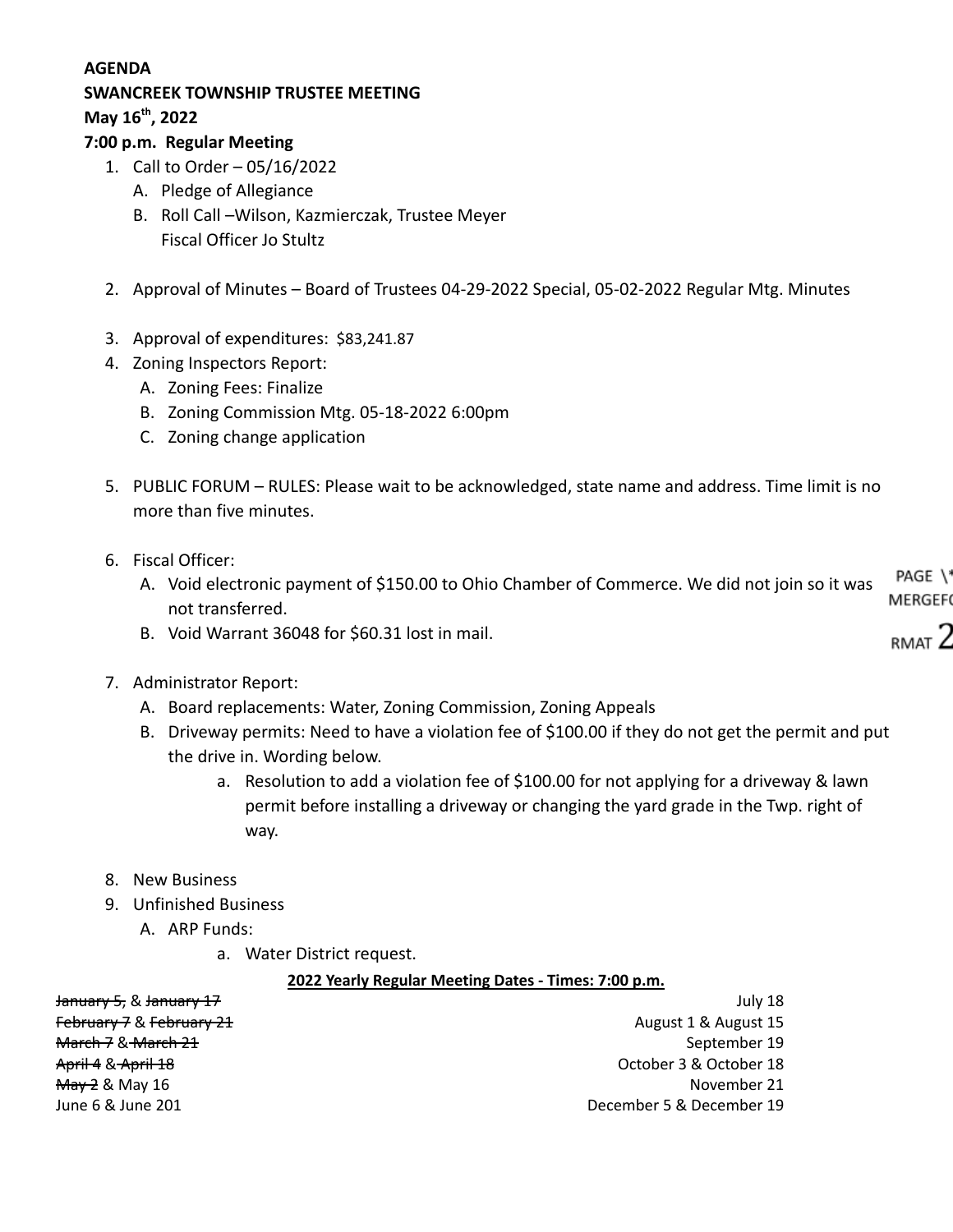**AGENDA**
**SWANCREEK TOWNSHIP TRUSTEE MEETING**
**May 16th, 2022**
**7:00 p.m. Regular Meeting**

1. Call to Order – 05/16/2022
   A. Pledge of Allegiance
   B. Roll Call –Wilson, Kazmierczak, Trustee Meyer
      Fiscal Officer Jo Stultz

2. Approval of Minutes – Board of Trustees 04-29-2022 Special, 05-02-2022 Regular Mtg. Minutes

3. Approval of expenditures: $83,241.87
4. Zoning Inspectors Report:
   A. Zoning Fees: Finalize
   B. Zoning Commission Mtg. 05-18-2022 6:00pm
   C. Zoning change application

5. PUBLIC FORUM – RULES: Please wait to be acknowledged, state name and address. Time limit is no more than five minutes.

6. Fiscal Officer:
   A. Void electronic payment of $150.00 to Ohio Chamber of Commerce. We did not join so it was not transferred.
   B. Void Warrant 36048 for $60.31 lost in mail.

7. Administrator Report:
   A. Board replacements: Water, Zoning Commission, Zoning Appeals
   B. Driveway permits: Need to have a violation fee of $100.00 if they do not get the permit and put the drive in. Wording below.
      a. Resolution to add a violation fee of $100.00 for not applying for a driveway & lawn permit before installing a driveway or changing the yard grade in the Twp. right of way.

8. New Business
9. Unfinished Business
   A. ARP Funds:
      a. Water District request.

**2022 Yearly Regular Meeting Dates - Times: 7:00 p.m.**

| | |
|---|---|
| ~~January 5~~, & ~~January 17~~ | July 18 |
| ~~February 7~~ & ~~February 21~~ | August 1 & August 15 |
| ~~March 7~~ & ~~March 21~~ | September 19 |
| ~~April 4~~ & ~~April 18~~ | October 3 & October 18 |
| ~~May 2~~ & May 16 | November 21 |
| June 6 & June 201 | December 5 & December 19 |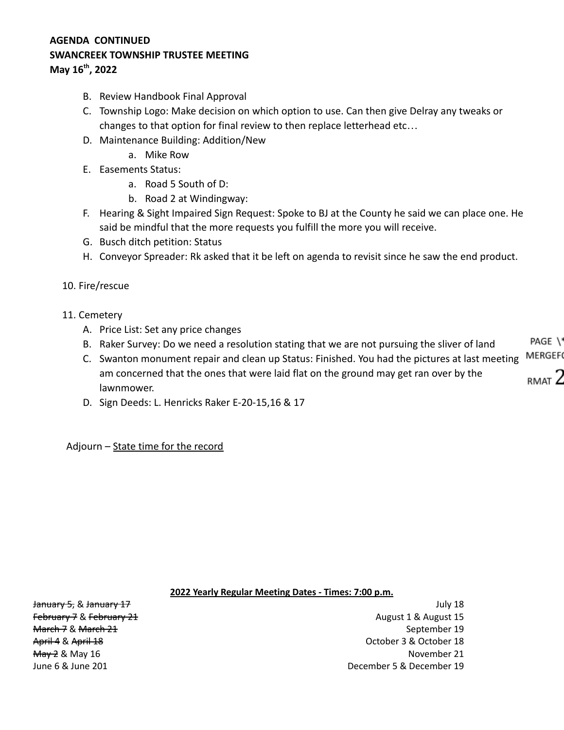**AGENDA CONTINUED**
**SWANCREEK TOWNSHIP TRUSTEE MEETING**
**May 16th, 2022**

B. Review Handbook Final Approval
C. Township Logo: Make decision on which option to use. Can then give Delray any tweaks or changes to that option for final review to then replace letterhead etc…
D. Maintenance Building: Addition/New
    a. Mike Row
E. Easements Status:
    a. Road 5 South of D:
    b. Road 2 at Windingway:
F. Hearing & Sight Impaired Sign Request: Spoke to BJ at the County he said we can place one. He said be mindful that the more requests you fulfill the more you will receive.
G. Busch ditch petition: Status
H. Conveyor Spreader: Rk asked that it be left on agenda to revisit since he saw the end product.

10. Fire/rescue

11. Cemetery
    A. Price List: Set any price changes
    B. Raker Survey: Do we need a resolution stating that we are not pursuing the sliver of land
    C. Swanton monument repair and clean up Status: Finished. You had the pictures at last meeting am concerned that the ones that were laid flat on the ground may get ran over by the lawnmower.
    D. Sign Deeds: L. Henricks Raker E-20-15,16 & 17

Adjourn – <u>State time for the record</u>

**<u>2022 Yearly Regular Meeting Dates - Times: 7:00 p.m.</u>**

| | |
|---|---|
| ~~January 5~~, & ~~January 17~~ | July 18 |
| ~~February 7~~ & ~~February 21~~ | August 1 & August 15 |
| ~~March 7~~ & ~~March 21~~ | September 19 |
| ~~April 4~~ & ~~April 18~~ | October 3 & October 18 |
| ~~May 2~~ & May 16 | November 21 |
| June 6 & June 201 | December 5 & December 19 |